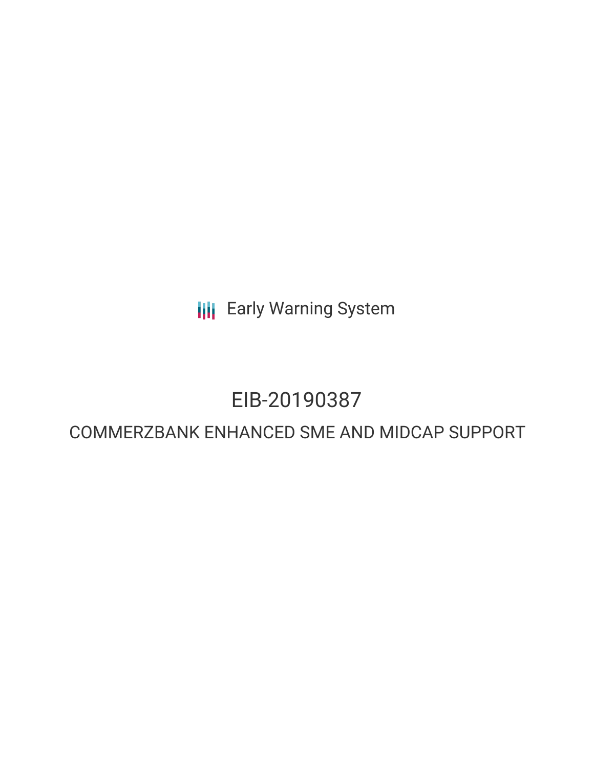Early Warning System

# EIB-20190387

## COMMERZBANK ENHANCED SME AND MIDCAP SUPPORT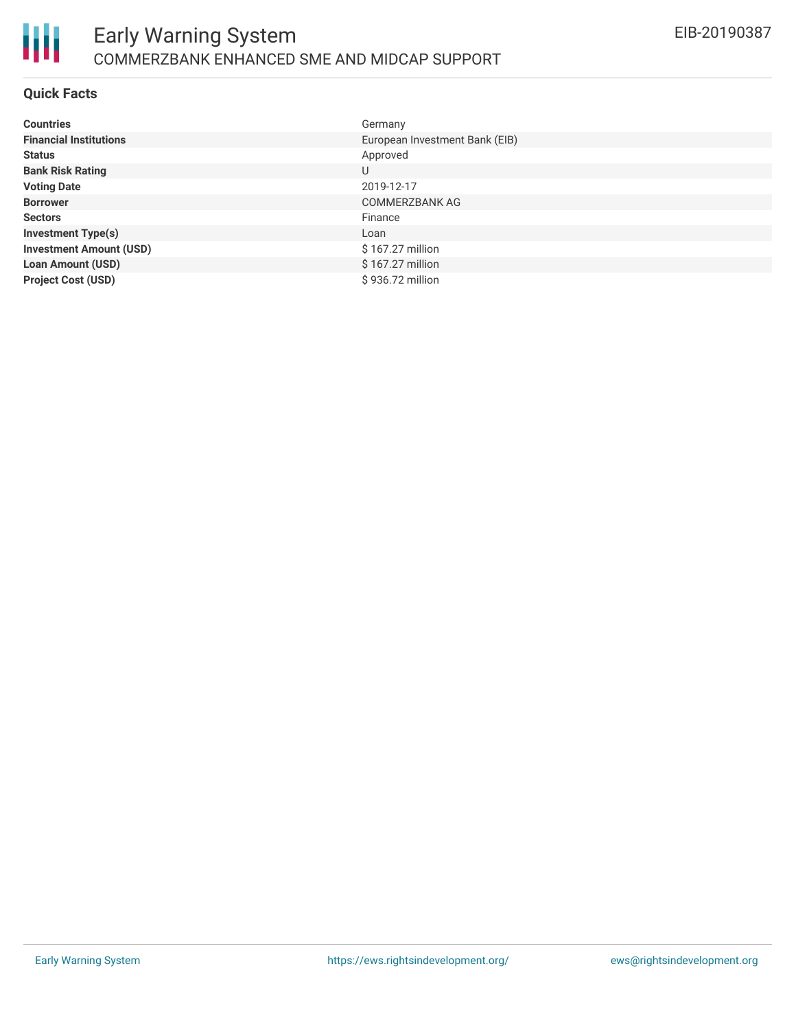# Early Warning System

COMMERZBANK ENHANCED SME AND MIDCAP SUPPORT

EIB-20190387

## Quick Facts

| | |
|---|---|
| **Countries** | Germany |
| **Financial Institutions** | European Investment Bank (EIB) |
| **Status** | Approved |
| **Bank Risk Rating** | U |
| **Voting Date** | 2019-12-17 |
| **Borrower** | COMMERZBANK AG |
| **Sectors** | Finance |
| **Investment Type(s)** | Loan |
| **Investment Amount (USD)** | $ 167.27 million |
| **Loan Amount (USD)** | $ 167.27 million |
| **Project Cost (USD)** | $ 936.72 million |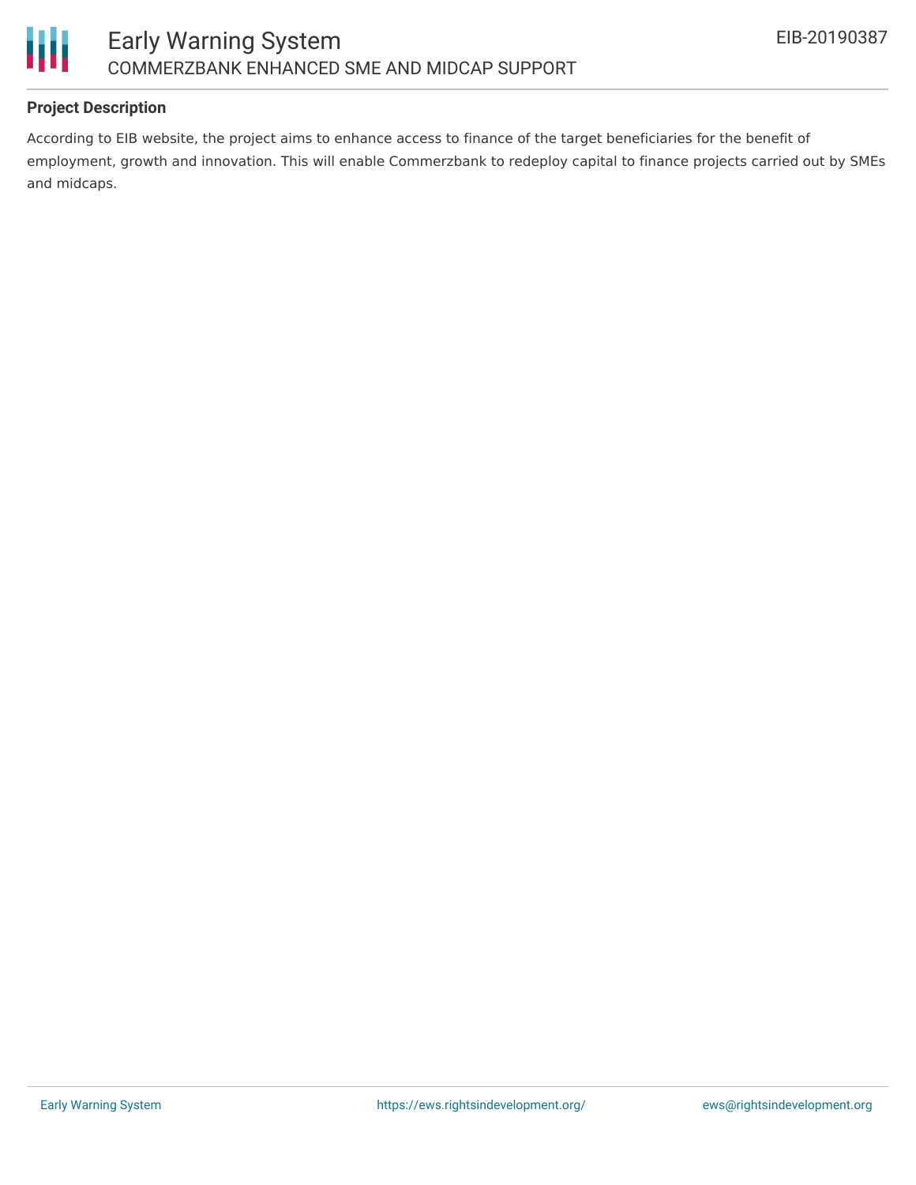### Project Description

According to EIB website, the project aims to enhance access to finance of the target beneficiaries for the benefit of employment, growth and innovation. This will enable Commerzbank to redeploy capital to finance projects carried out by SMEs and midcaps.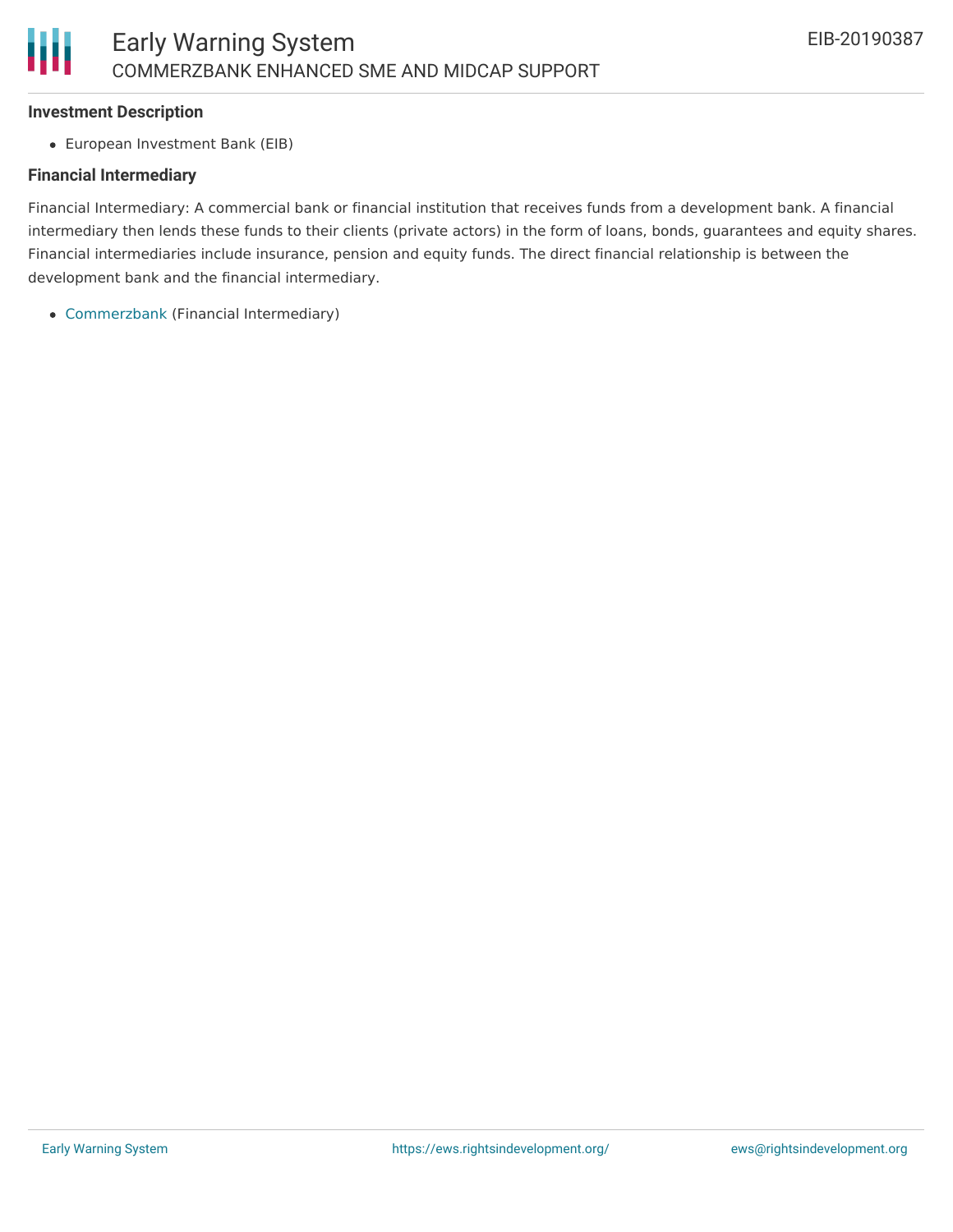**Investment Description**

- European Investment Bank (EIB)

**Financial Intermediary**

Financial Intermediary: A commercial bank or financial institution that receives funds from a development bank. A financial intermediary then lends these funds to their clients (private actors) in the form of loans, bonds, guarantees and equity shares. Financial intermediaries include insurance, pension and equity funds. The direct financial relationship is between the development bank and the financial intermediary.

- Commerzbank (Financial Intermediary)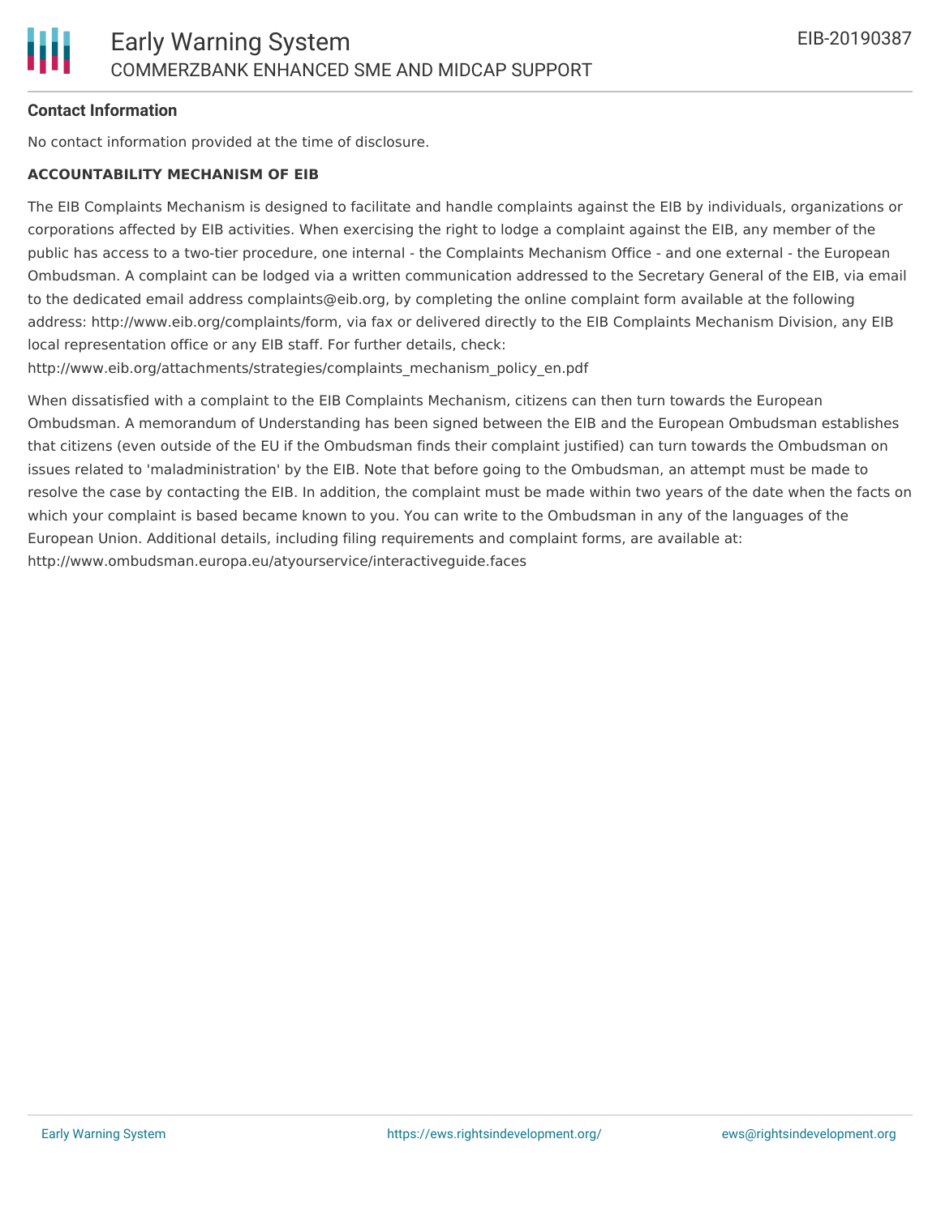## Contact Information

No contact information provided at the time of disclosure.

### ACCOUNTABILITY MECHANISM OF EIB

The EIB Complaints Mechanism is designed to facilitate and handle complaints against the EIB by individuals, organizations or corporations affected by EIB activities. When exercising the right to lodge a complaint against the EIB, any member of the public has access to a two-tier procedure, one internal - the Complaints Mechanism Office - and one external - the European Ombudsman. A complaint can be lodged via a written communication addressed to the Secretary General of the EIB, via email to the dedicated email address complaints@eib.org, by completing the online complaint form available at the following address: http://www.eib.org/complaints/form, via fax or delivered directly to the EIB Complaints Mechanism Division, any EIB local representation office or any EIB staff. For further details, check: http://www.eib.org/attachments/strategies/complaints_mechanism_policy_en.pdf

When dissatisfied with a complaint to the EIB Complaints Mechanism, citizens can then turn towards the European Ombudsman. A memorandum of Understanding has been signed between the EIB and the European Ombudsman establishes that citizens (even outside of the EU if the Ombudsman finds their complaint justified) can turn towards the Ombudsman on issues related to 'maladministration' by the EIB. Note that before going to the Ombudsman, an attempt must be made to resolve the case by contacting the EIB. In addition, the complaint must be made within two years of the date when the facts on which your complaint is based became known to you. You can write to the Ombudsman in any of the languages of the European Union. Additional details, including filing requirements and complaint forms, are available at: http://www.ombudsman.europa.eu/atyourservice/interactiveguide.faces